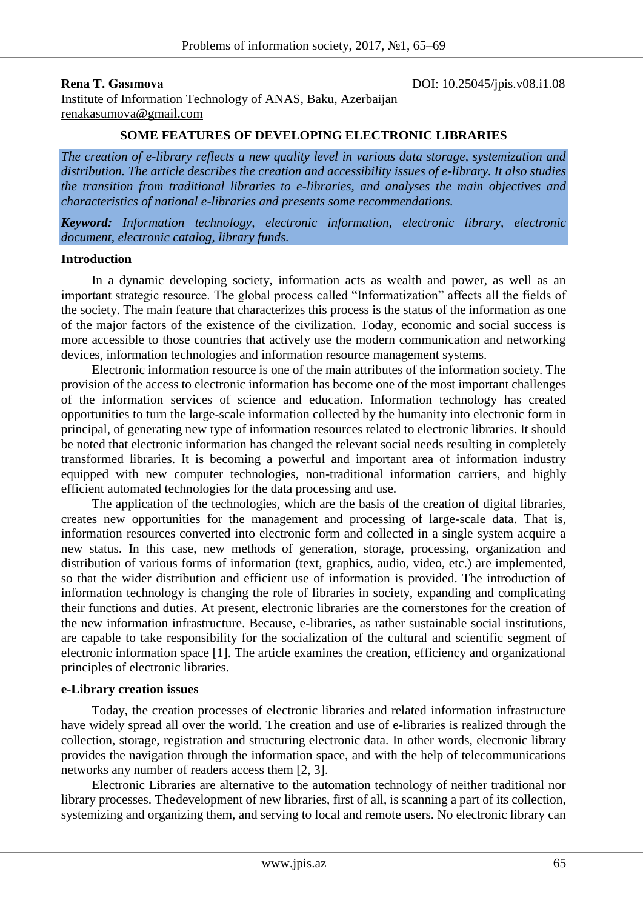**Rena T. Gasımova**

DOI: 10.25045/jpis.v08.i1.08

Institute of Information Technology of ANAS, Baku, Azerbaijan
renakasumova@gmail.com

# SOME FEATURES OF DEVELOPING ELECTRONIC LIBRARIES

*The creation of e-library reflects a new quality level in various data storage, systemization and distribution. The article describes the creation and accessibility issues of e-library. It also studies the transition from traditional libraries to e-libraries, and analyses the main objectives and characteristics of national e-libraries and presents some recommendations.*

***Keyword:*** *Information technology, electronic information, electronic library, electronic document, electronic catalog, library funds.*

## Introduction

In a dynamic developing society, information acts as wealth and power, as well as an important strategic resource. The global process called "Informatization" affects all the fields of the society. The main feature that characterizes this process is the status of the information as one of the major factors of the existence of the civilization. Today, economic and social success is more accessible to those countries that actively use the modern communication and networking devices, information technologies and information resource management systems.

Electronic information resource is one of the main attributes of the information society. The provision of the access to electronic information has become one of the most important challenges of the information services of science and education. Information technology has created opportunities to turn the large-scale information collected by the humanity into electronic form in principal, of generating new type of information resources related to electronic libraries. It should be noted that electronic information has changed the relevant social needs resulting in completely transformed libraries. It is becoming a powerful and important area of information industry equipped with new computer technologies, non-traditional information carriers, and highly efficient automated technologies for the data processing and use.

The application of the technologies, which are the basis of the creation of digital libraries, creates new opportunities for the management and processing of large-scale data. That is, information resources converted into electronic form and collected in a single system acquire a new status. In this case, new methods of generation, storage, processing, organization and distribution of various forms of information (text, graphics, audio, video, etc.) are implemented, so that the wider distribution and efficient use of information is provided. The introduction of information technology is changing the role of libraries in society, expanding and complicating their functions and duties. At present, electronic libraries are the cornerstones for the creation of the new information infrastructure. Because, e-libraries, as rather sustainable social institutions, are capable to take responsibility for the socialization of the cultural and scientific segment of electronic information space [1]. The article examines the creation, efficiency and organizational principles of electronic libraries.

## e-Library creation issues

Today, the creation processes of electronic libraries and related information infrastructure have widely spread all over the world. The creation and use of e-libraries is realized through the collection, storage, registration and structuring electronic data. In other words, electronic library provides the navigation through the information space, and with the help of telecommunications networks any number of readers access them [2, 3].

Electronic Libraries are alternative to the automation technology of neither traditional nor library processes. Thedevelopment of new libraries, first of all, is scanning a part of its collection, systemizing and organizing them, and serving to local and remote users. No electronic library can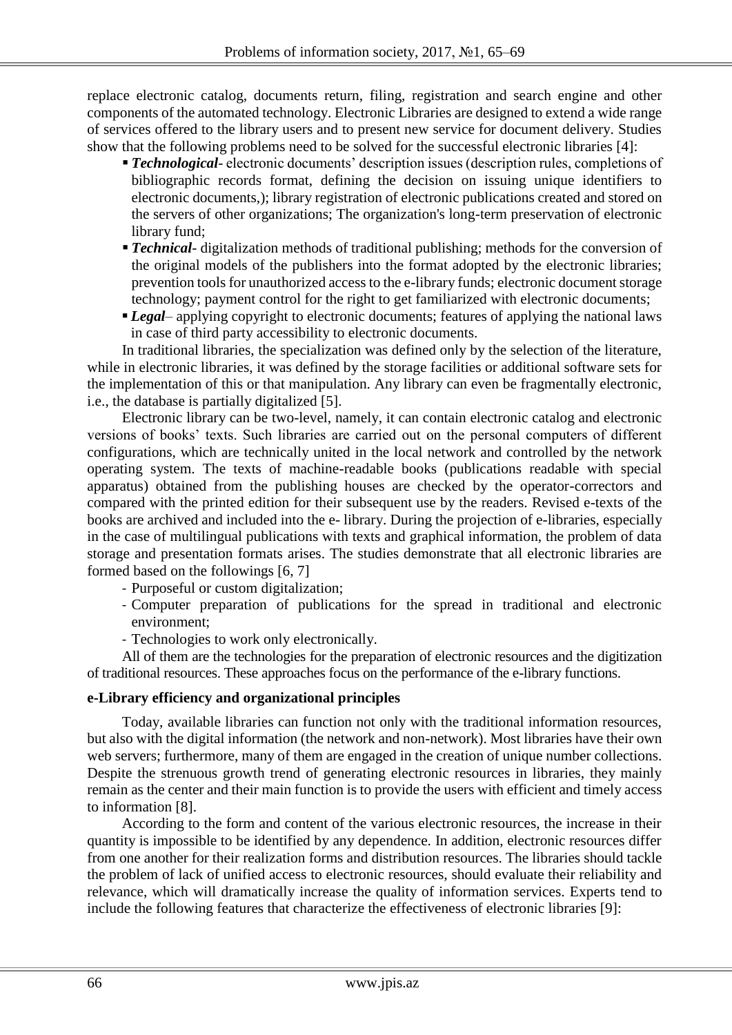replace electronic catalog, documents return, filing, registration and search engine and other components of the automated technology. Electronic Libraries are designed to extend a wide range of services offered to the library users and to present new service for document delivery. Studies show that the following problems need to be solved for the successful electronic libraries [4]:

- ***Technological***- electronic documents' description issues (description rules, completions of bibliographic records format, defining the decision on issuing unique identifiers to electronic documents,); library registration of electronic publications created and stored on the servers of other organizations; The organization's long-term preservation of electronic library fund;
- ***Technical***- digitalization methods of traditional publishing; methods for the conversion of the original models of the publishers into the format adopted by the electronic libraries; prevention tools for unauthorized access to the e-library funds; electronic document storage technology; payment control for the right to get familiarized with electronic documents;
- ***Legal***– applying copyright to electronic documents; features of applying the national laws in case of third party accessibility to electronic documents.

In traditional libraries, the specialization was defined only by the selection of the literature, while in electronic libraries, it was defined by the storage facilities or additional software sets for the implementation of this or that manipulation. Any library can even be fragmentally electronic, i.e., the database is partially digitalized [5].

Electronic library can be two-level, namely, it can contain electronic catalog and electronic versions of books' texts. Such libraries are carried out on the personal computers of different configurations, which are technically united in the local network and controlled by the network operating system. The texts of machine-readable books (publications readable with special apparatus) obtained from the publishing houses are checked by the operator-correctors and compared with the printed edition for their subsequent use by the readers. Revised e-texts of the books are archived and included into the e- library. During the projection of e-libraries, especially in the case of multilingual publications with texts and graphical information, the problem of data storage and presentation formats arises. The studies demonstrate that all electronic libraries are formed based on the followings [6, 7]

- Purposeful or custom digitalization;
- Computer preparation of publications for the spread in traditional and electronic environment;
- Technologies to work only electronically.

All of them are the technologies for the preparation of electronic resources and the digitization of traditional resources. These approaches focus on the performance of the e-library functions.

**e-Library efficiency and organizational principles**

Today, available libraries can function not only with the traditional information resources, but also with the digital information (the network and non-network). Most libraries have their own web servers; furthermore, many of them are engaged in the creation of unique number collections. Despite the strenuous growth trend of generating electronic resources in libraries, they mainly remain as the center and their main function is to provide the users with efficient and timely access to information [8].

According to the form and content of the various electronic resources, the increase in their quantity is impossible to be identified by any dependence. In addition, electronic resources differ from one another for their realization forms and distribution resources. The libraries should tackle the problem of lack of unified access to electronic resources, should evaluate their reliability and relevance, which will dramatically increase the quality of information services. Experts tend to include the following features that characterize the effectiveness of electronic libraries [9]: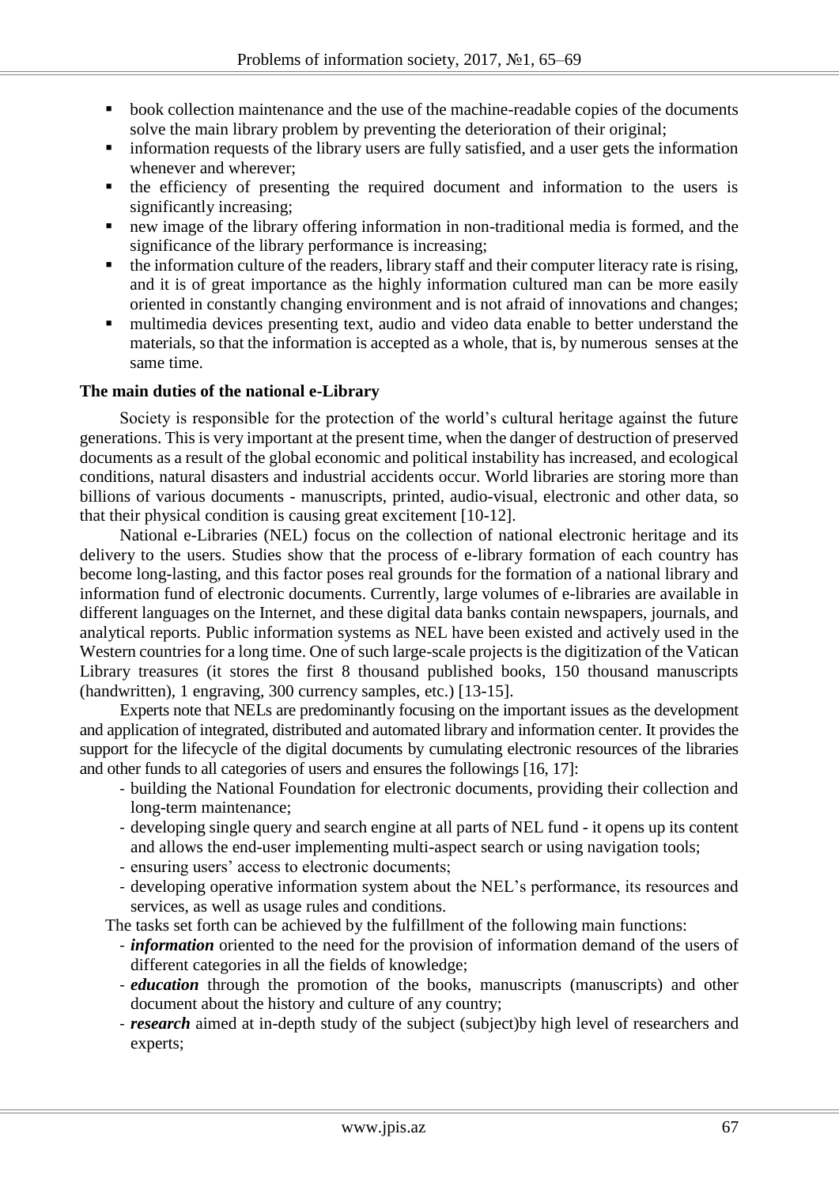- book collection maintenance and the use of the machine-readable copies of the documents solve the main library problem by preventing the deterioration of their original;
- information requests of the library users are fully satisfied, and a user gets the information whenever and wherever;
- the efficiency of presenting the required document and information to the users is significantly increasing;
- new image of the library offering information in non-traditional media is formed, and the significance of the library performance is increasing;
- the information culture of the readers, library staff and their computer literacy rate is rising, and it is of great importance as the highly information cultured man can be more easily oriented in constantly changing environment and is not afraid of innovations and changes;
- multimedia devices presenting text, audio and video data enable to better understand the materials, so that the information is accepted as a whole, that is, by numerous senses at the same time.

**The main duties of the national e-Library**

Society is responsible for the protection of the world's cultural heritage against the future generations. This is very important at the present time, when the danger of destruction of preserved documents as a result of the global economic and political instability has increased, and ecological conditions, natural disasters and industrial accidents occur. World libraries are storing more than billions of various documents - manuscripts, printed, audio-visual, electronic and other data, so that their physical condition is causing great excitement [10-12].

National e-Libraries (NEL) focus on the collection of national electronic heritage and its delivery to the users. Studies show that the process of e-library formation of each country has become long-lasting, and this factor poses real grounds for the formation of a national library and information fund of electronic documents. Currently, large volumes of e-libraries are available in different languages on the Internet, and these digital data banks contain newspapers, journals, and analytical reports. Public information systems as NEL have been existed and actively used in the Western countries for a long time. One of such large-scale projects is the digitization of the Vatican Library treasures (it stores the first 8 thousand published books, 150 thousand manuscripts (handwritten), 1 engraving, 300 currency samples, etc.) [13-15].

Experts note that NELs are predominantly focusing on the important issues as the development and application of integrated, distributed and automated library and information center. It provides the support for the lifecycle of the digital documents by cumulating electronic resources of the libraries and other funds to all categories of users and ensures the followings [16, 17]:

- building the National Foundation for electronic documents, providing their collection and long-term maintenance;
- developing single query and search engine at all parts of NEL fund - it opens up its content and allows the end-user implementing multi-aspect search or using navigation tools;
- ensuring users' access to electronic documents;
- developing operative information system about the NEL's performance, its resources and services, as well as usage rules and conditions.

The tasks set forth can be achieved by the fulfillment of the following main functions:

- ***information*** oriented to the need for the provision of information demand of the users of different categories in all the fields of knowledge;
- ***education*** through the promotion of the books, manuscripts (manuscripts) and other document about the history and culture of any country;
- ***research*** aimed at in-depth study of the subject (subject)by high level of researchers and experts;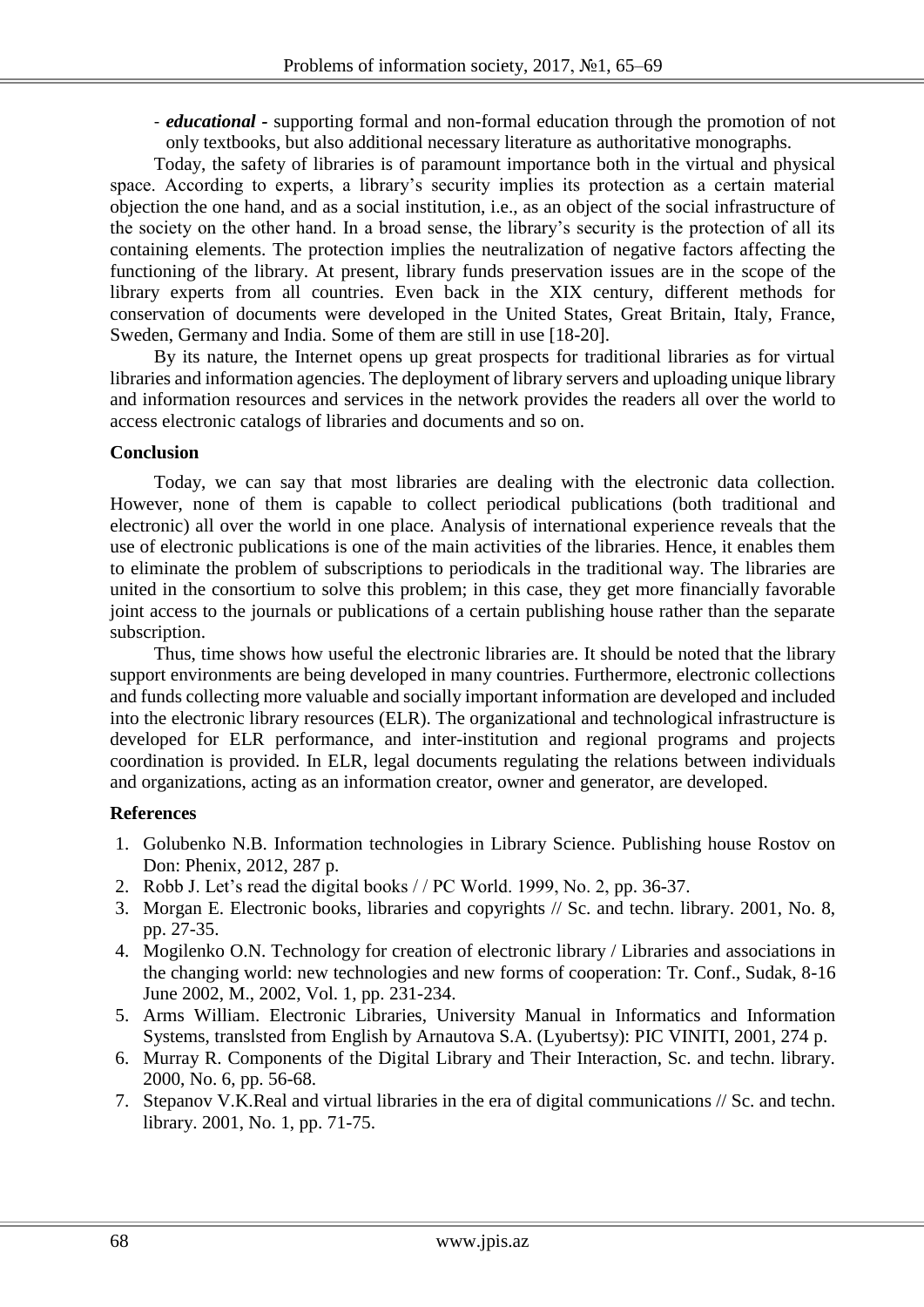- ***educational*** - supporting formal and non-formal education through the promotion of not only textbooks, but also additional necessary literature as authoritative monographs.

Today, the safety of libraries is of paramount importance both in the virtual and physical space. According to experts, a library's security implies its protection as a certain material objection the one hand, and as a social institution, i.e., as an object of the social infrastructure of the society on the other hand. In a broad sense, the library's security is the protection of all its containing elements. The protection implies the neutralization of negative factors affecting the functioning of the library. At present, library funds preservation issues are in the scope of the library experts from all countries. Even back in the XIX century, different methods for conservation of documents were developed in the United States, Great Britain, Italy, France, Sweden, Germany and India. Some of them are still in use [18-20].

By its nature, the Internet opens up great prospects for traditional libraries as for virtual libraries and information agencies. The deployment of library servers and uploading unique library and information resources and services in the network provides the readers all over the world to access electronic catalogs of libraries and documents and so on.

## Conclusion

Today, we can say that most libraries are dealing with the electronic data collection. However, none of them is capable to collect periodical publications (both traditional and electronic) all over the world in one place. Analysis of international experience reveals that the use of electronic publications is one of the main activities of the libraries. Hence, it enables them to eliminate the problem of subscriptions to periodicals in the traditional way. The libraries are united in the consortium to solve this problem; in this case, they get more financially favorable joint access to the journals or publications of a certain publishing house rather than the separate subscription.

Thus, time shows how useful the electronic libraries are. It should be noted that the library support environments are being developed in many countries. Furthermore, electronic collections and funds collecting more valuable and socially important information are developed and included into the electronic library resources (ELR). The organizational and technological infrastructure is developed for ELR performance, and inter-institution and regional programs and projects coordination is provided. In ELR, legal documents regulating the relations between individuals and organizations, acting as an information creator, owner and generator, are developed.

## References

1. Golubenko N.B. Information technologies in Library Science. Publishing house Rostov on Don: Phenix, 2012, 287 p.
2. Robb J. Let's read the digital books / / PC World. 1999, No. 2, pp. 36-37.
3. Morgan E. Electronic books, libraries and copyrights // Sc. and techn. library. 2001, No. 8, pp. 27-35.
4. Mogilenko O.N. Technology for creation of electronic library / Libraries and associations in the changing world: new technologies and new forms of cooperation: Tr. Conf., Sudak, 8-16 June 2002, M., 2002, Vol. 1, pp. 231-234.
5. Arms William. Electronic Libraries, University Manual in Informatics and Information Systems, translsted from English by Arnautova S.A. (Lyubertsy): PIC VINITI, 2001, 274 p.
6. Murray R. Components of the Digital Library and Their Interaction, Sc. and techn. library. 2000, No. 6, pp. 56-68.
7. Stepanov V.K.Real and virtual libraries in the era of digital communications // Sc. and techn. library. 2001, No. 1, pp. 71-75.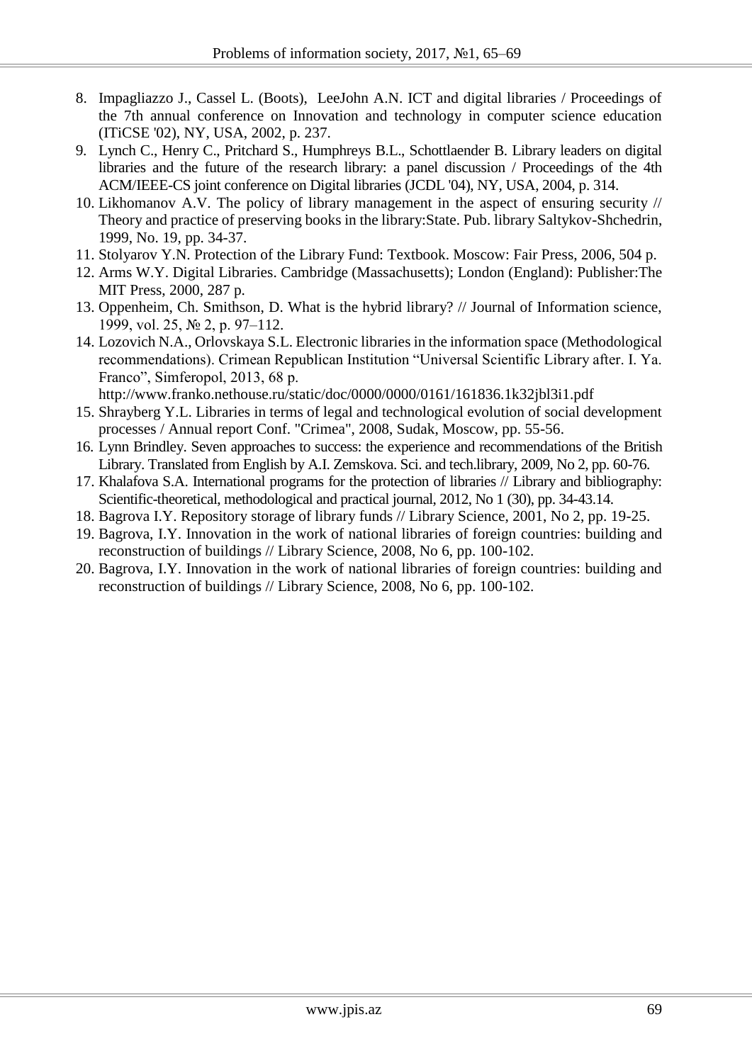8. Impagliazzo J., Cassel L. (Boots), LeeJohn A.N. ICT and digital libraries / Proceedings of the 7th annual conference on Innovation and technology in computer science education (ITiCSE '02), NY, USA, 2002, p. 237.
9. Lynch C., Henry C., Pritchard S., Humphreys B.L., Schottlaender B. Library leaders on digital libraries and the future of the research library: a panel discussion / Proceedings of the 4th ACM/IEEE-CS joint conference on Digital libraries (JCDL '04), NY, USA, 2004, p. 314.
10. Likhomanov A.V. The policy of library management in the aspect of ensuring security // Theory and practice of preserving books in the library:State. Pub. library Saltykov-Shchedrin, 1999, No. 19, pp. 34-37.
11. Stolyarov Y.N. Protection of the Library Fund: Textbook. Moscow: Fair Press, 2006, 504 p.
12. Arms W.Y. Digital Libraries. Cambridge (Massachusetts); London (England): Publisher:The MIT Press, 2000, 287 p.
13. Oppenheim, Ch. Smithson, D. What is the hybrid library? // Journal of Information science, 1999, vol. 25, № 2, p. 97–112.
14. Lozovich N.A., Orlovskaya S.L. Electronic libraries in the information space (Methodological recommendations). Crimean Republican Institution "Universal Scientific Library after. I. Ya. Franco", Simferopol, 2013, 68 p. http://www.franko.nethouse.ru/static/doc/0000/0000/0161/161836.1k32jbl3i1.pdf
15. Shrayberg Y.L. Libraries in terms of legal and technological evolution of social development processes / Annual report Conf. "Crimea", 2008, Sudak, Moscow, pp. 55-56.
16. Lynn Brindley. Seven approaches to success: the experience and recommendations of the British Library. Translated from English by A.I. Zemskova. Sci. and tech.library, 2009, No 2, pp. 60-76.
17. Khalafova S.A. International programs for the protection of libraries // Library and bibliography: Scientific-theoretical, methodological and practical journal, 2012, No 1 (30), pp. 34-43.14.
18. Bagrova I.Y. Repository storage of library funds // Library Science, 2001, No 2, pp. 19-25.
19. Bagrova, I.Y. Innovation in the work of national libraries of foreign countries: building and reconstruction of buildings // Library Science, 2008, No 6, pp. 100-102.
20. Bagrova, I.Y. Innovation in the work of national libraries of foreign countries: building and reconstruction of buildings // Library Science, 2008, No 6, pp. 100-102.